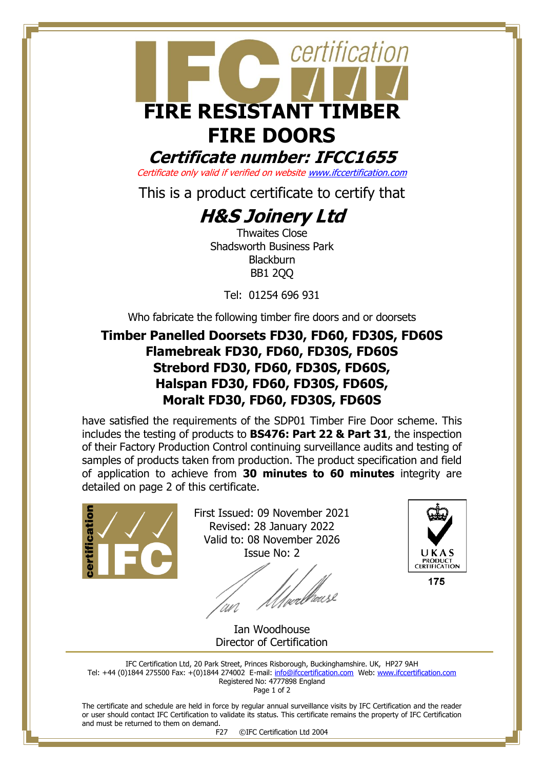# FIRE RESISTANT TIMBER FIRE DOORS

## *Certificate number: IFCC1655*

*Certificate only valid if verified on website www.ifccertification.com*

This is a product certificate to certify that

## *H&S Joinery Ltd*

Thwaites Close
Shadsworth Business Park
Blackburn
BB1 2QQ

Tel: 01254 696 931

Who fabricate the following timber fire doors and or doorsets

**Timber Panelled Doorsets FD30, FD60, FD30S, FD60S**
**Flamebreak FD30, FD60, FD30S, FD60S**
**Strebord FD30, FD60, FD30S, FD60S,**
**Halspan FD30, FD60, FD30S, FD60S,**
**Moralt FD30, FD60, FD30S, FD60S**

have satisfied the requirements of the SDP01 Timber Fire Door scheme. This includes the testing of products to **BS476: Part 22 & Part 31**, the inspection of their Factory Production Control continuing surveillance audits and testing of samples of products taken from production. The product specification and field of application to achieve from **30 minutes to 60 minutes** integrity are detailed on page 2 of this certificate.

First Issued: 09 November 2021
Revised: 28 January 2022
Valid to: 08 November 2026
Issue No: 2

Ian Woodhouse
Director of Certification

UKAS PRODUCT CERTIFICATION 175

IFC Certification Ltd, 20 Park Street, Princes Risborough, Buckinghamshire. UK, HP27 9AH
Tel: +44 (0)1844 275500 Fax: +(0)1844 274002 E-mail: info@ifccertification.com Web: www.ifccertification.com
Registered No: 4777898 England

The certificate and schedule are held in force by regular annual surveillance visits by IFC Certification and the reader or user should contact IFC Certification to validate its status. This certificate remains the property of IFC Certification and must be returned to them on demand.

F27 ©IFC Certification Ltd 2004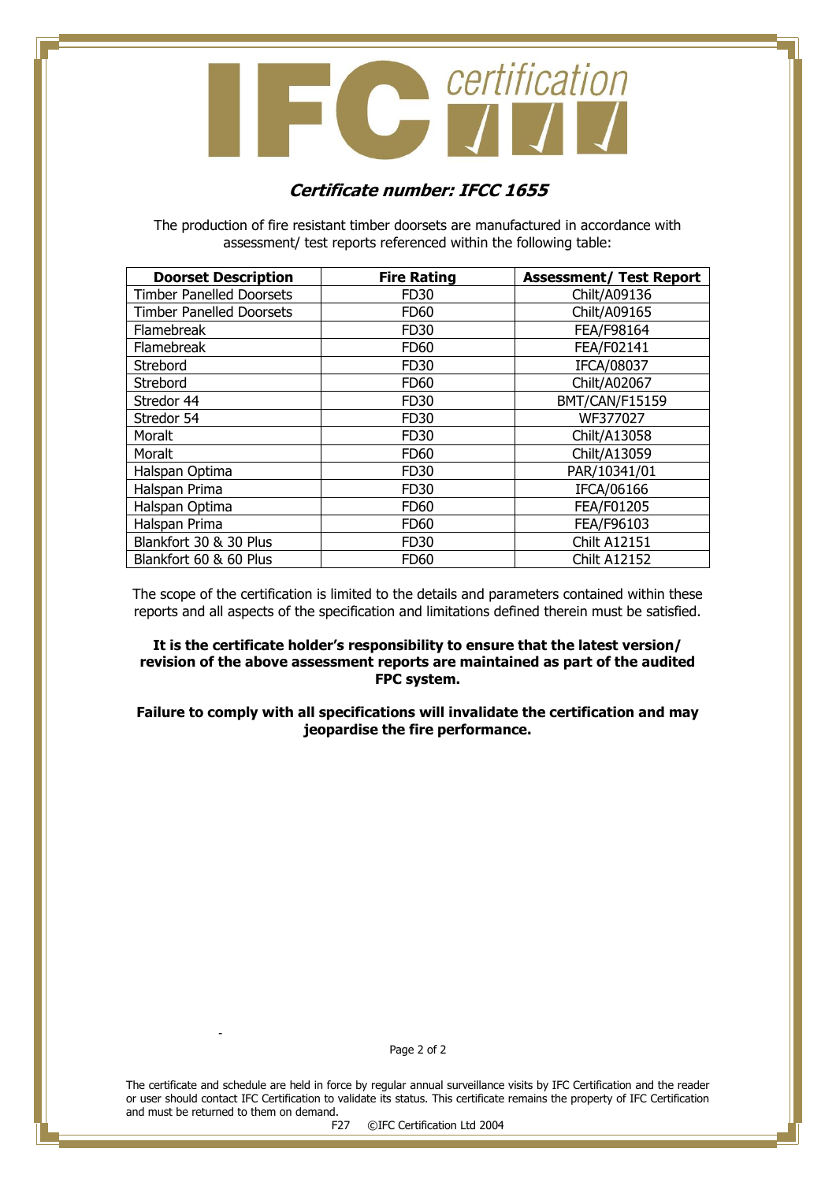# IFC certification

***Certificate number: IFCC 1655***

The production of fire resistant timber doorsets are manufactured in accordance with assessment/ test reports referenced within the following table:

| Doorset Description | Fire Rating | Assessment/ Test Report |
|---|---|---|
| Timber Panelled Doorsets | FD30 | Chilt/A09136 |
| Timber Panelled Doorsets | FD60 | Chilt/A09165 |
| Flamebreak | FD30 | FEA/F98164 |
| Flamebreak | FD60 | FEA/F02141 |
| Strebord | FD30 | IFCA/08037 |
| Strebord | FD60 | Chilt/A02067 |
| Stredor 44 | FD30 | BMT/CAN/F15159 |
| Stredor 54 | FD30 | WF377027 |
| Moralt | FD30 | Chilt/A13058 |
| Moralt | FD60 | Chilt/A13059 |
| Halspan Optima | FD30 | PAR/10341/01 |
| Halspan Prima | FD30 | IFCA/06166 |
| Halspan Optima | FD60 | FEA/F01205 |
| Halspan Prima | FD60 | FEA/F96103 |
| Blankfort 30 & 30 Plus | FD30 | Chilt A12151 |
| Blankfort 60 & 60 Plus | FD60 | Chilt A12152 |

The scope of the certification is limited to the details and parameters contained within these reports and all aspects of the specification and limitations defined therein must be satisfied.

**It is the certificate holder's responsibility to ensure that the latest version/ revision of the above assessment reports are maintained as part of the audited FPC system.**

**Failure to comply with all specifications will invalidate the certification and may jeopardise the fire performance.**

The certificate and schedule are held in force by regular annual surveillance visits by IFC Certification and the reader or user should contact IFC Certification to validate its status. This certificate remains the property of IFC Certification and must be returned to them on demand.

F27 ©IFC Certification Ltd 2004